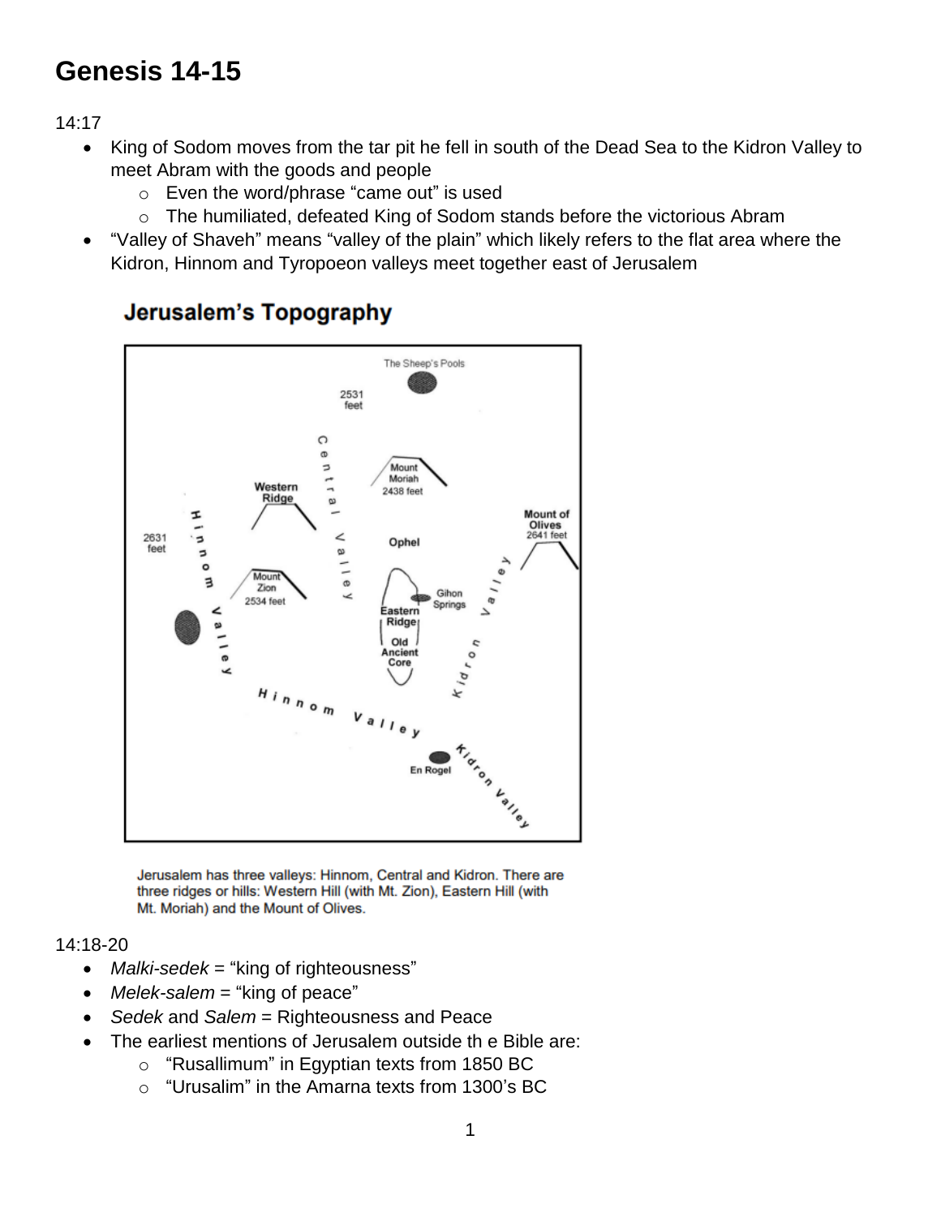# Genesis 14-15

14:17

- King of Sodom moves from the tar pit he fell in south of the Dead Sea to the Kidron Valley to meet Abram with the goods and people
    - Even the word/phrase "came out" is used
    - The humiliated, defeated King of Sodom stands before the victorious Abram
- "Valley of Shaveh" means "valley of the plain" which likely refers to the flat area where the Kidron, Hinnom and Tyropoeon valleys meet together east of Jerusalem

**Jerusalem's Topography**

Jerusalem has three valleys: Hinnom, Central and Kidron. There are three ridges or hills: Western Hill (with Mt. Zion), Eastern Hill (with Mt. Moriah) and the Mount of Olives.

14:18-20

- *Malki-sedek* = "king of righteousness"
- *Melek-salem* = "king of peace"
- *Sedek* and *Salem* = Righteousness and Peace
- The earliest mentions of Jerusalem outside th e Bible are:
    - "Rusallimum" in Egyptian texts from 1850 BC
    - "Urusalim" in the Amarna texts from 1300's BC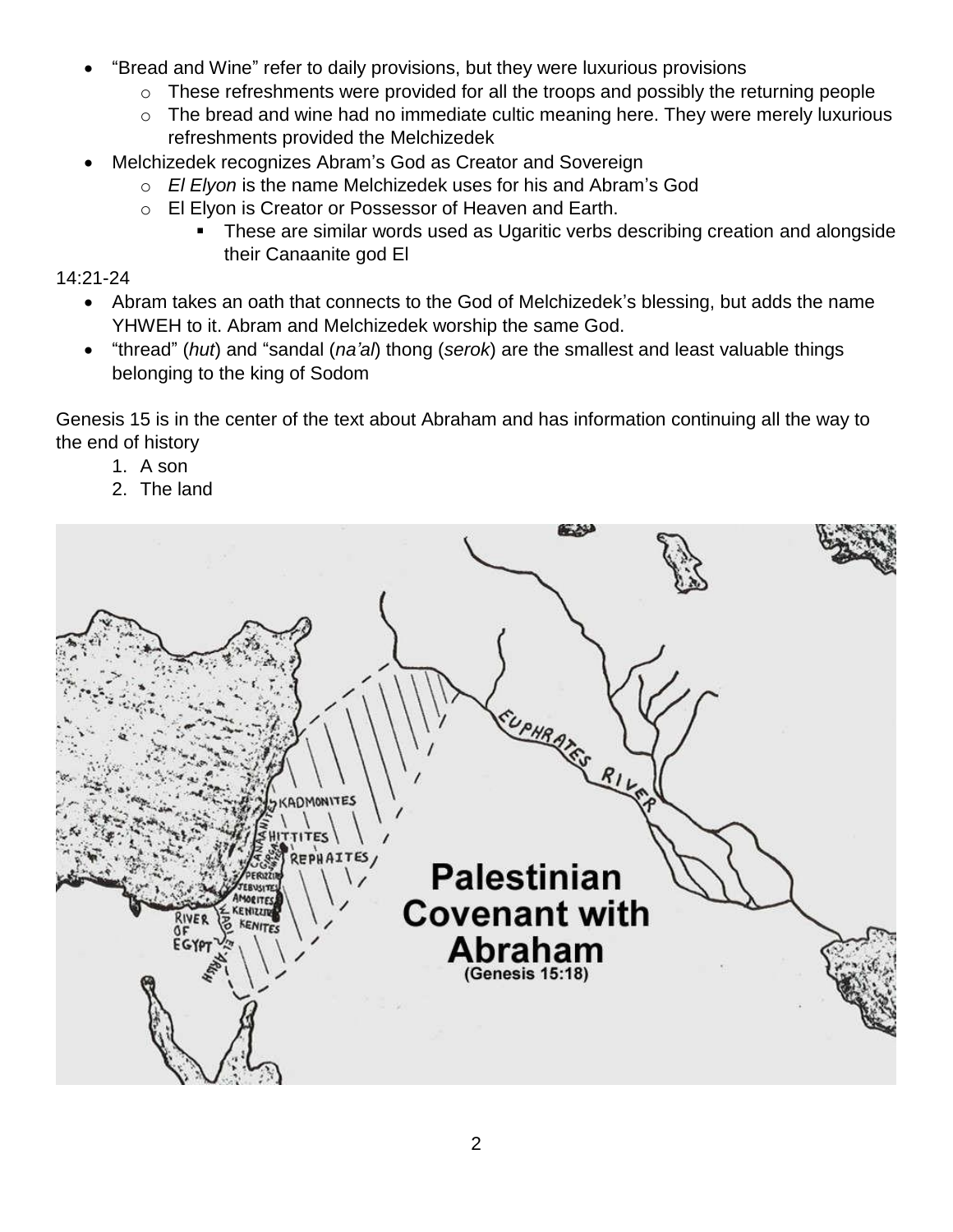- “Bread and Wine” refer to daily provisions, but they were luxurious provisions
  - These refreshments were provided for all the troops and possibly the returning people
  - The bread and wine had no immediate cultic meaning here. They were merely luxurious refreshments provided the Melchizedek
- Melchizedek recognizes Abram’s God as Creator and Sovereign
  - *El Elyon* is the name Melchizedek uses for his and Abram’s God
  - El Elyon is Creator or Possessor of Heaven and Earth.
    - These are similar words used as Ugaritic verbs describing creation and alongside their Canaanite god El

14:21-24

- Abram takes an oath that connects to the God of Melchizedek’s blessing, but adds the name YHWEH to it. Abram and Melchizedek worship the same God.
- “thread” (*hut*) and “sandal (*na’al*) thong (*serok*) are the smallest and least valuable things belonging to the king of Sodom

Genesis 15 is in the center of the text about Abraham and has information continuing all the way to the end of history

1. A son
2. The land

**Palestinian Covenant with Abraham**
**(Genesis 15:18)**